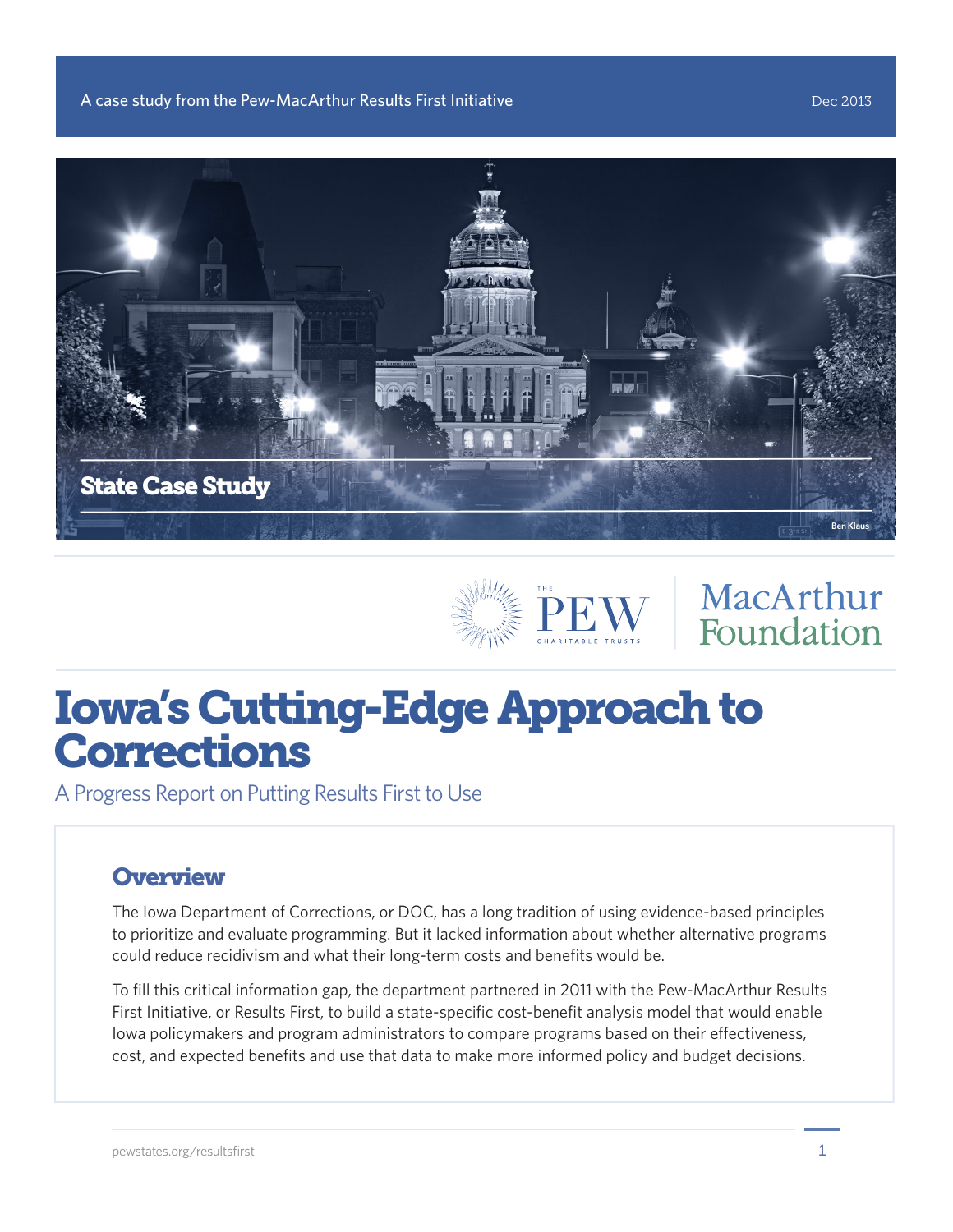A case study from the Pew-MacArthur Results First Initiative | Dec 2013

State Case Study

# Iowa's Cutting-Edge Approach to Corrections

## A Progress Report on Putting Results First to Use

### Overview

The Iowa Department of Corrections, or DOC, has a long tradition of using evidence-based principles to prioritize and evaluate programming. But it lacked information about whether alternative programs could reduce recidivism and what their long-term costs and benefits would be.

To fill this critical information gap, the department partnered in 2011 with the Pew-MacArthur Results First Initiative, or Results First, to build a state-specific cost-benefit analysis model that would enable Iowa policymakers and program administrators to compare programs based on their effectiveness, cost, and expected benefits and use that data to make more informed policy and budget decisions.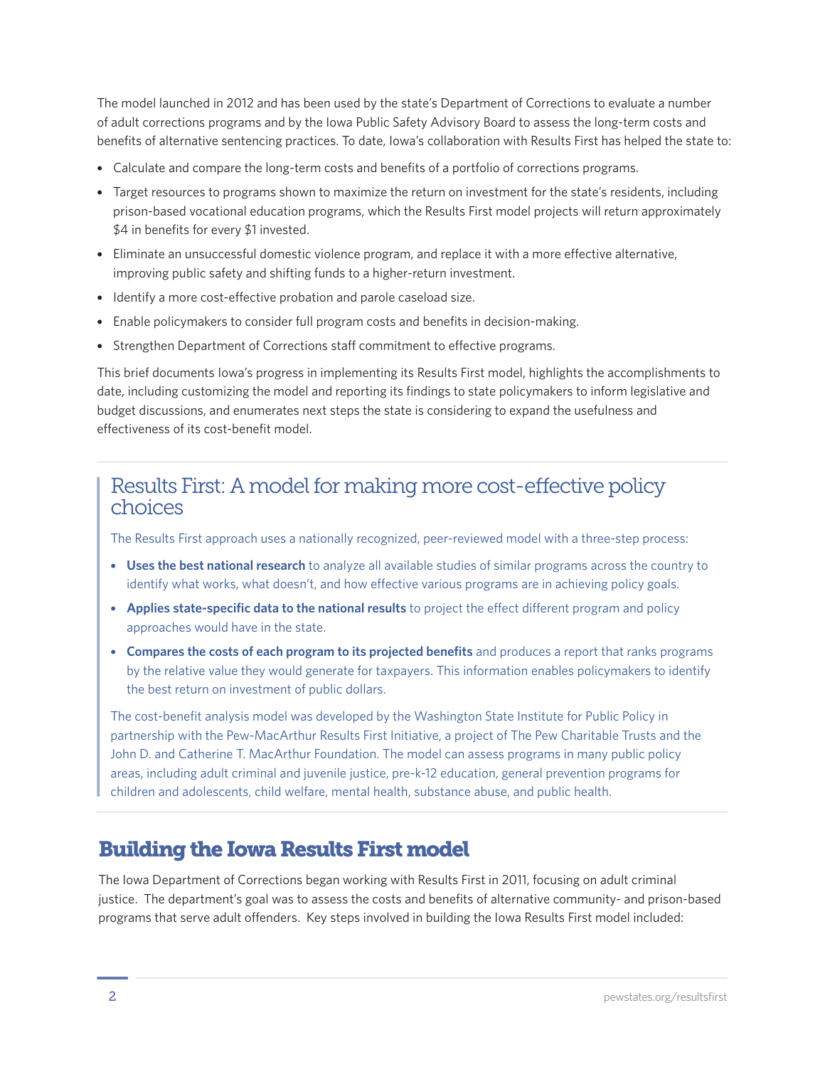The model launched in 2012 and has been used by the state's Department of Corrections to evaluate a number of adult corrections programs and by the Iowa Public Safety Advisory Board to assess the long-term costs and benefits of alternative sentencing practices. To date, Iowa's collaboration with Results First has helped the state to:

- Calculate and compare the long-term costs and benefits of a portfolio of corrections programs.
- Target resources to programs shown to maximize the return on investment for the state's residents, including prison-based vocational education programs, which the Results First model projects will return approximately $4 in benefits for every $1 invested.
- Eliminate an unsuccessful domestic violence program, and replace it with a more effective alternative, improving public safety and shifting funds to a higher-return investment.
- Identify a more cost-effective probation and parole caseload size.
- Enable policymakers to consider full program costs and benefits in decision-making.
- Strengthen Department of Corrections staff commitment to effective programs.

This brief documents Iowa's progress in implementing its Results First model, highlights the accomplishments to date, including customizing the model and reporting its findings to state policymakers to inform legislative and budget discussions, and enumerates next steps the state is considering to expand the usefulness and effectiveness of its cost-benefit model.

## Results First: A model for making more cost-effective policy choices

The Results First approach uses a nationally recognized, peer-reviewed model with a three-step process:

- **Uses the best national research** to analyze all available studies of similar programs across the country to identify what works, what doesn't, and how effective various programs are in achieving policy goals.
- **Applies state-specific data to the national results** to project the effect different program and policy approaches would have in the state.
- **Compares the costs of each program to its projected benefits** and produces a report that ranks programs by the relative value they would generate for taxpayers. This information enables policymakers to identify the best return on investment of public dollars.

The cost-benefit analysis model was developed by the Washington State Institute for Public Policy in partnership with the Pew-MacArthur Results First Initiative, a project of The Pew Charitable Trusts and the John D. and Catherine T. MacArthur Foundation. The model can assess programs in many public policy areas, including adult criminal and juvenile justice, pre-k-12 education, general prevention programs for children and adolescents, child welfare, mental health, substance abuse, and public health.

## Building the Iowa Results First model

The Iowa Department of Corrections began working with Results First in 2011, focusing on adult criminal justice. The department's goal was to assess the costs and benefits of alternative community- and prison-based programs that serve adult offenders. Key steps involved in building the Iowa Results First model included: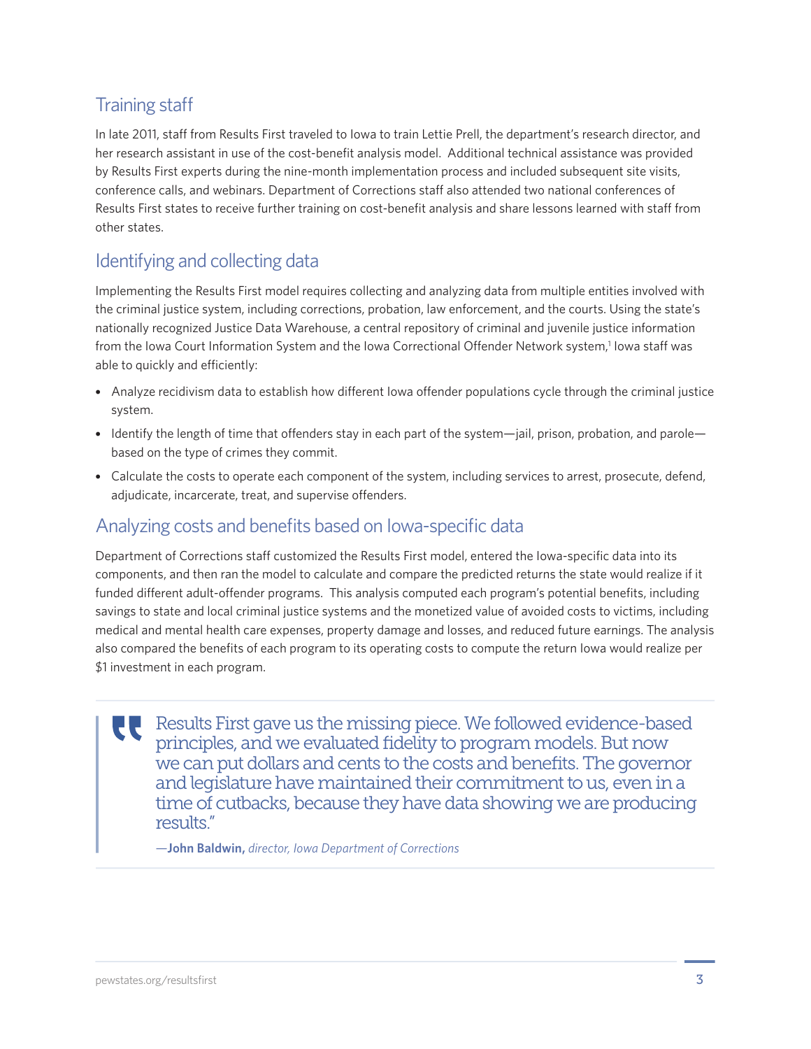## Training staff

In late 2011, staff from Results First traveled to Iowa to train Lettie Prell, the department's research director, and her research assistant in use of the cost-benefit analysis model. Additional technical assistance was provided by Results First experts during the nine-month implementation process and included subsequent site visits, conference calls, and webinars. Department of Corrections staff also attended two national conferences of Results First states to receive further training on cost-benefit analysis and share lessons learned with staff from other states.

## Identifying and collecting data

Implementing the Results First model requires collecting and analyzing data from multiple entities involved with the criminal justice system, including corrections, probation, law enforcement, and the courts. Using the state's nationally recognized Justice Data Warehouse, a central repository of criminal and juvenile justice information from the Iowa Court Information System and the Iowa Correctional Offender Network system,[1] Iowa staff was able to quickly and efficiently:

- Analyze recidivism data to establish how different Iowa offender populations cycle through the criminal justice system.
- Identify the length of time that offenders stay in each part of the system—jail, prison, probation, and parole—based on the type of crimes they commit.
- Calculate the costs to operate each component of the system, including services to arrest, prosecute, defend, adjudicate, incarcerate, treat, and supervise offenders.

## Analyzing costs and benefits based on Iowa-specific data

Department of Corrections staff customized the Results First model, entered the Iowa-specific data into its components, and then ran the model to calculate and compare the predicted returns the state would realize if it funded different adult-offender programs. This analysis computed each program's potential benefits, including savings to state and local criminal justice systems and the monetized value of avoided costs to victims, including medical and mental health care expenses, property damage and losses, and reduced future earnings. The analysis also compared the benefits of each program to its operating costs to compute the return Iowa would realize per $1 investment in each program.

> "Results First gave us the missing piece. We followed evidence-based principles, and we evaluated fidelity to program models. But now we can put dollars and cents to the costs and benefits. The governor and legislature have maintained their commitment to us, even in a time of cutbacks, because they have data showing we are producing results."
>
> —**John Baldwin,** *director, Iowa Department of Corrections*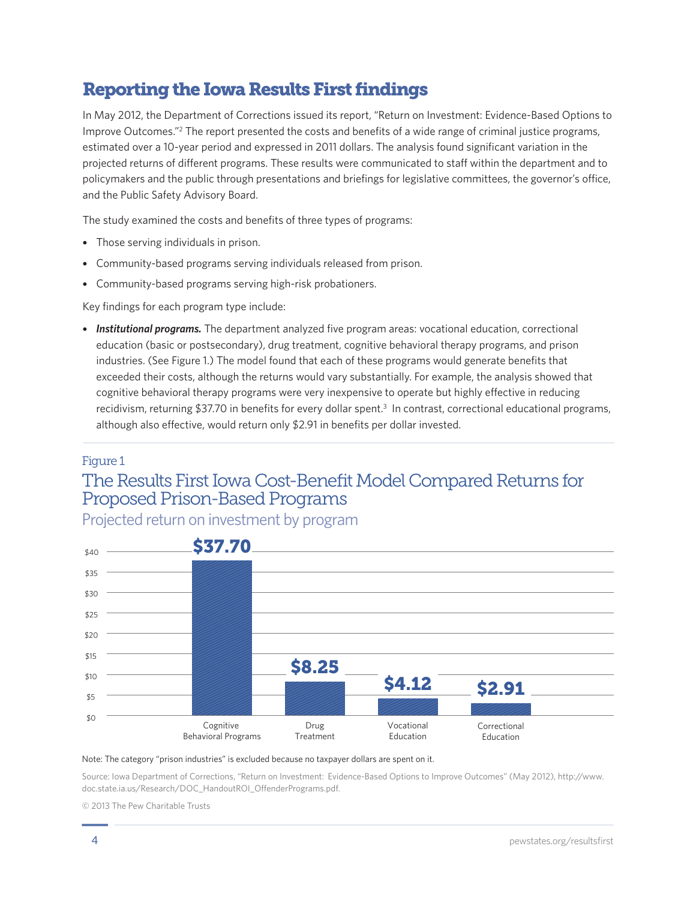## Reporting the Iowa Results First findings

In May 2012, the Department of Corrections issued its report, "Return on Investment: Evidence-Based Options to Improve Outcomes."[2] The report presented the costs and benefits of a wide range of criminal justice programs, estimated over a 10-year period and expressed in 2011 dollars. The analysis found significant variation in the projected returns of different programs. These results were communicated to staff within the department and to policymakers and the public through presentations and briefings for legislative committees, the governor's office, and the Public Safety Advisory Board.

The study examined the costs and benefits of three types of programs:

- Those serving individuals in prison.
- Community-based programs serving individuals released from prison.
- Community-based programs serving high-risk probationers.

Key findings for each program type include:

- ***Institutional programs.*** The department analyzed five program areas: vocational education, correctional education (basic or postsecondary), drug treatment, cognitive behavioral therapy programs, and prison industries. (See Figure 1.) The model found that each of these programs would generate benefits that exceeded their costs, although the returns would vary substantially. For example, the analysis showed that cognitive behavioral therapy programs were very inexpensive to operate but highly effective in reducing recidivism, returning $37.70 in benefits for every dollar spent.[3] In contrast, correctional educational programs, although also effective, would return only $2.91 in benefits per dollar invested.

Figure 1

### The Results First Iowa Cost-Benefit Model Compared Returns for Proposed Prison-Based Programs

Projected return on investment by program

| Program | Projected return on investment |
|---|---|
| Cognitive Behavioral Programs | $37.70 |
| Drug Treatment | $8.25 |
| Vocational Education | $4.12 |
| Correctional Education | $2.91 |

Note: The category "prison industries" is excluded because no taxpayer dollars are spent on it.

Source: Iowa Department of Corrections, "Return on Investment: Evidence-Based Options to Improve Outcomes" (May 2012), http://www.doc.state.ia.us/Research/DOC_HandoutROI_OffenderPrograms.pdf.

© 2013 The Pew Charitable Trusts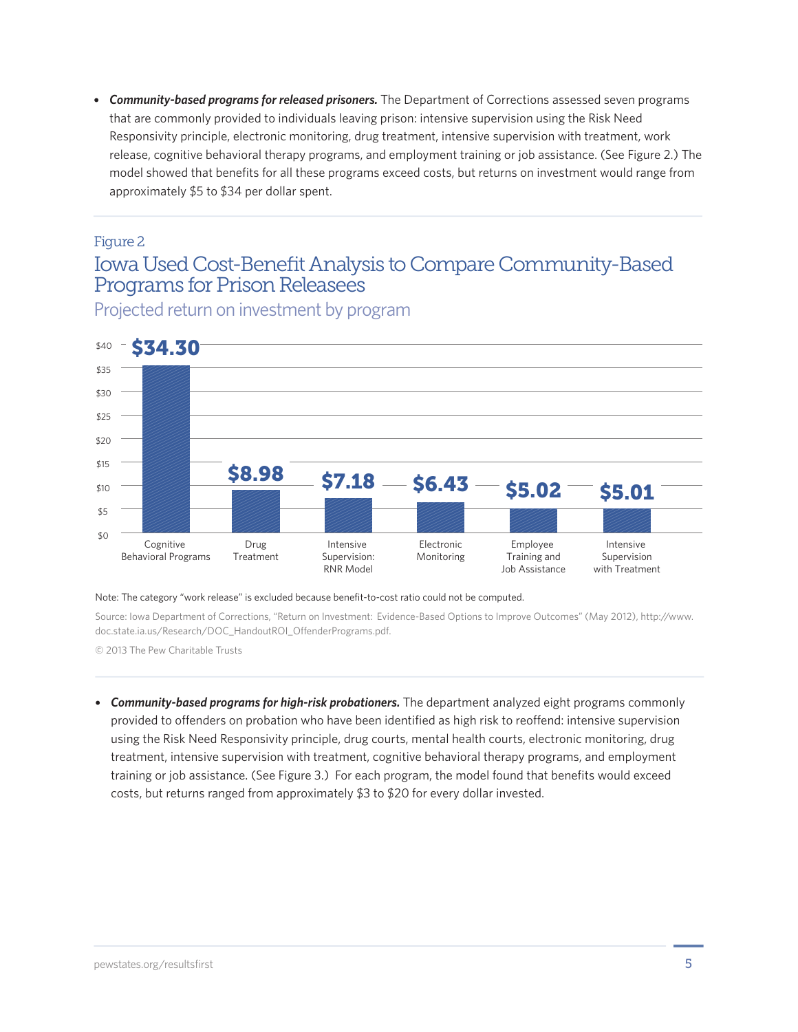- ***Community-based programs for released prisoners.*** The Department of Corrections assessed seven programs that are commonly provided to individuals leaving prison: intensive supervision using the Risk Need Responsivity principle, electronic monitoring, drug treatment, intensive supervision with treatment, work release, cognitive behavioral therapy programs, and employment training or job assistance. (See Figure 2.) The model showed that benefits for all these programs exceed costs, but returns on investment would range from approximately $5 to $34 per dollar spent.

Figure 2

## Iowa Used Cost-Benefit Analysis to Compare Community-Based Programs for Prison Releasees

### Projected return on investment by program

| Program | Projected return on investment |
|---|---|
| Cognitive Behavioral Programs | $34.30 |
| Drug Treatment | $8.98 |
| Intensive Supervision: RNR Model | $7.18 |
| Electronic Monitoring | $6.43 |
| Employee Training and Job Assistance | $5.02 |
| Intensive Supervision with Treatment | $5.01 |

Note: The category "work release" is excluded because benefit-to-cost ratio could not be computed.

Source: Iowa Department of Corrections, "Return on Investment: Evidence-Based Options to Improve Outcomes" (May 2012), http://www.doc.state.ia.us/Research/DOC_HandoutROI_OffenderPrograms.pdf.

© 2013 The Pew Charitable Trusts

- ***Community-based programs for high-risk probationers.*** The department analyzed eight programs commonly provided to offenders on probation who have been identified as high risk to reoffend: intensive supervision using the Risk Need Responsivity principle, drug courts, mental health courts, electronic monitoring, drug treatment, intensive supervision with treatment, cognitive behavioral therapy programs, and employment training or job assistance. (See Figure 3.) For each program, the model found that benefits would exceed costs, but returns ranged from approximately $3 to $20 for every dollar invested.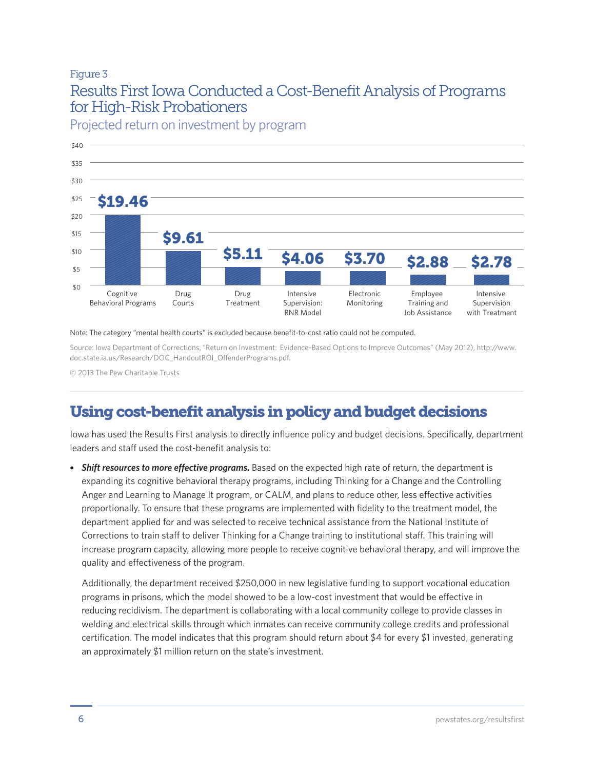Figure 3

## Results First Iowa Conducted a Cost-Benefit Analysis of Programs for High-Risk Probationers

Projected return on investment by program

| Program | Projected return on investment |
| --- | --- |
| Cognitive Behavioral Programs | $19.46 |
| Drug Courts | $9.61 |
| Drug Treatment | $5.11 |
| Intensive Supervision: RNR Model | $4.06 |
| Electronic Monitoring | $3.70 |
| Employee Training and Job Assistance | $2.88 |
| Intensive Supervision with Treatment | $2.78 |

Note: The category "mental health courts" is excluded because benefit-to-cost ratio could not be computed.

Source: Iowa Department of Corrections, "Return on Investment: Evidence-Based Options to Improve Outcomes" (May 2012), http://www.doc.state.ia.us/Research/DOC_HandoutROI_OffenderPrograms.pdf.

© 2013 The Pew Charitable Trusts

## Using cost-benefit analysis in policy and budget decisions

Iowa has used the Results First analysis to directly influence policy and budget decisions. Specifically, department leaders and staff used the cost-benefit analysis to:

- ***Shift resources to more effective programs.*** Based on the expected high rate of return, the department is expanding its cognitive behavioral therapy programs, including Thinking for a Change and the Controlling Anger and Learning to Manage It program, or CALM, and plans to reduce other, less effective activities proportionally. To ensure that these programs are implemented with fidelity to the treatment model, the department applied for and was selected to receive technical assistance from the National Institute of Corrections to train staff to deliver Thinking for a Change training to institutional staff. This training will increase program capacity, allowing more people to receive cognitive behavioral therapy, and will improve the quality and effectiveness of the program.

  Additionally, the department received $250,000 in new legislative funding to support vocational education programs in prisons, which the model showed to be a low-cost investment that would be effective in reducing recidivism. The department is collaborating with a local community college to provide classes in welding and electrical skills through which inmates can receive community college credits and professional certification. The model indicates that this program should return about $4 for every $1 invested, generating an approximately $1 million return on the state's investment.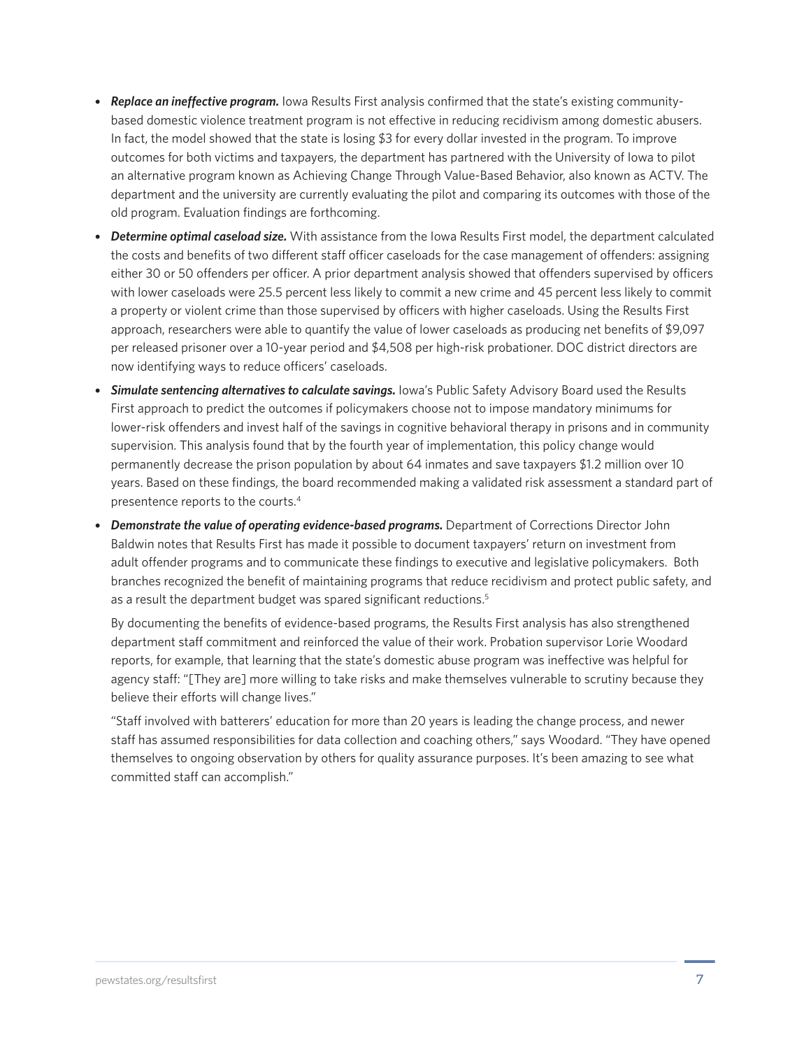- ***Replace an ineffective program.*** Iowa Results First analysis confirmed that the state's existing community-based domestic violence treatment program is not effective in reducing recidivism among domestic abusers. In fact, the model showed that the state is losing $3 for every dollar invested in the program. To improve outcomes for both victims and taxpayers, the department has partnered with the University of Iowa to pilot an alternative program known as Achieving Change Through Value-Based Behavior, also known as ACTV. The department and the university are currently evaluating the pilot and comparing its outcomes with those of the old program. Evaluation findings are forthcoming.
- ***Determine optimal caseload size.*** With assistance from the Iowa Results First model, the department calculated the costs and benefits of two different staff officer caseloads for the case management of offenders: assigning either 30 or 50 offenders per officer. A prior department analysis showed that offenders supervised by officers with lower caseloads were 25.5 percent less likely to commit a new crime and 45 percent less likely to commit a property or violent crime than those supervised by officers with higher caseloads. Using the Results First approach, researchers were able to quantify the value of lower caseloads as producing net benefits of $9,097 per released prisoner over a 10-year period and $4,508 per high-risk probationer. DOC district directors are now identifying ways to reduce officers' caseloads.
- ***Simulate sentencing alternatives to calculate savings.*** Iowa's Public Safety Advisory Board used the Results First approach to predict the outcomes if policymakers choose not to impose mandatory minimums for lower-risk offenders and invest half of the savings in cognitive behavioral therapy in prisons and in community supervision. This analysis found that by the fourth year of implementation, this policy change would permanently decrease the prison population by about 64 inmates and save taxpayers $1.2 million over 10 years. Based on these findings, the board recommended making a validated risk assessment a standard part of presentence reports to the courts.[4]
- ***Demonstrate the value of operating evidence-based programs.*** Department of Corrections Director John Baldwin notes that Results First has made it possible to document taxpayers' return on investment from adult offender programs and to communicate these findings to executive and legislative policymakers. Both branches recognized the benefit of maintaining programs that reduce recidivism and protect public safety, and as a result the department budget was spared significant reductions.[5]

  By documenting the benefits of evidence-based programs, the Results First analysis has also strengthened department staff commitment and reinforced the value of their work. Probation supervisor Lorie Woodard reports, for example, that learning that the state's domestic abuse program was ineffective was helpful for agency staff: "[They are] more willing to take risks and make themselves vulnerable to scrutiny because they believe their efforts will change lives."

  "Staff involved with batterers' education for more than 20 years is leading the change process, and newer staff has assumed responsibilities for data collection and coaching others," says Woodard. "They have opened themselves to ongoing observation by others for quality assurance purposes. It's been amazing to see what committed staff can accomplish."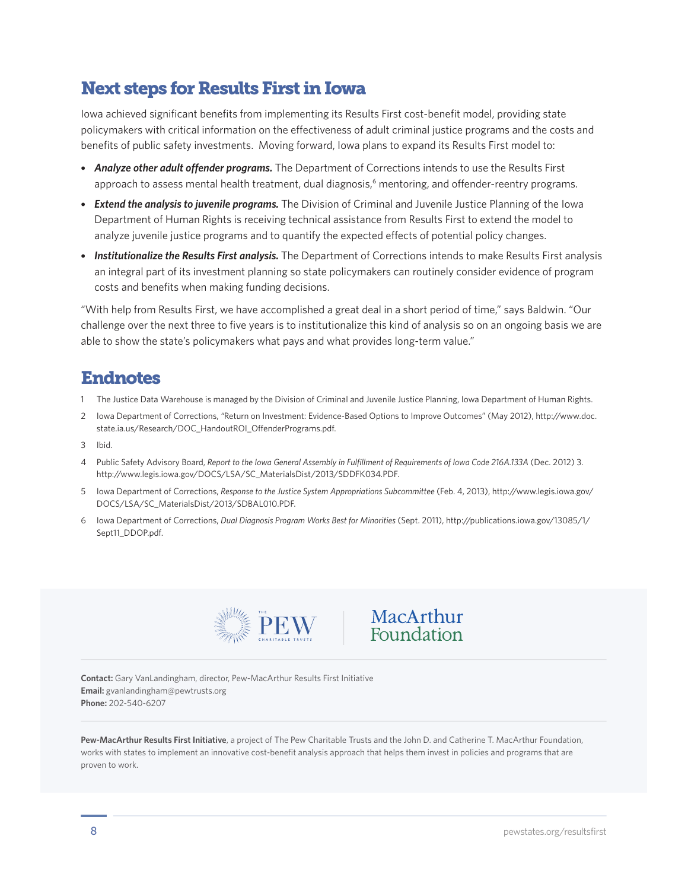## Next steps for Results First in Iowa

Iowa achieved significant benefits from implementing its Results First cost-benefit model, providing state policymakers with critical information on the effectiveness of adult criminal justice programs and the costs and benefits of public safety investments. Moving forward, Iowa plans to expand its Results First model to:

- ***Analyze other adult offender programs.*** The Department of Corrections intends to use the Results First approach to assess mental health treatment, dual diagnosis,[6] mentoring, and offender-reentry programs.
- ***Extend the analysis to juvenile programs.*** The Division of Criminal and Juvenile Justice Planning of the Iowa Department of Human Rights is receiving technical assistance from Results First to extend the model to analyze juvenile justice programs and to quantify the expected effects of potential policy changes.
- ***Institutionalize the Results First analysis.*** The Department of Corrections intends to make Results First analysis an integral part of its investment planning so state policymakers can routinely consider evidence of program costs and benefits when making funding decisions.

"With help from Results First, we have accomplished a great deal in a short period of time," says Baldwin. "Our challenge over the next three to five years is to institutionalize this kind of analysis so on an ongoing basis we are able to show the state's policymakers what pays and what provides long-term value."

## Endnotes

1. The Justice Data Warehouse is managed by the Division of Criminal and Juvenile Justice Planning, Iowa Department of Human Rights.
2. Iowa Department of Corrections, "Return on Investment: Evidence-Based Options to Improve Outcomes" (May 2012), http://www.doc.state.ia.us/Research/DOC_HandoutROI_OffenderPrograms.pdf.
3. Ibid.
4. Public Safety Advisory Board, *Report to the Iowa General Assembly in Fulfillment of Requirements of Iowa Code 216A.133A* (Dec. 2012) 3. http://www.legis.iowa.gov/DOCS/LSA/SC_MaterialsDist/2013/SDDFK034.PDF.
5. Iowa Department of Corrections, *Response to the Justice System Appropriations Subcommittee* (Feb. 4, 2013), http://www.legis.iowa.gov/DOCS/LSA/SC_MaterialsDist/2013/SDBAL010.PDF.
6. Iowa Department of Corrections, *Dual Diagnosis Program Works Best for Minorities* (Sept. 2011), http://publications.iowa.gov/13085/1/Sept11_DDOP.pdf.

The PEW Charitable Trusts | MacArthur Foundation

**Contact:** Gary VanLandingham, director, Pew-MacArthur Results First Initiative
**Email:** gvanlandingham@pewtrusts.org
**Phone:** 202-540-6207

**Pew-MacArthur Results First Initiative**, a project of The Pew Charitable Trusts and the John D. and Catherine T. MacArthur Foundation, works with states to implement an innovative cost-benefit analysis approach that helps them invest in policies and programs that are proven to work.